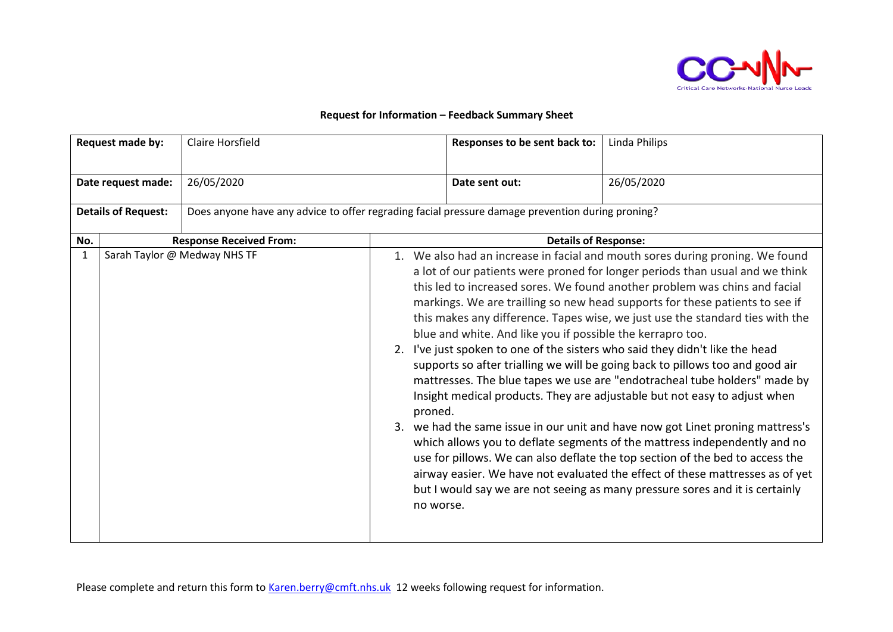**Request for Information – Feedback Summary Sheet**

| Request made by: | Claire Horsfield | Responses to be sent back to: | Linda Philips |
|---|---|---|---|
| Date request made: | 26/05/2020 | Date sent out: | 26/05/2020 |
| Details of Request: | Does anyone have any advice to offer regrading facial pressure damage prevention during proning? | | |

| No. | Response Received From: | Details of Response: |
|---|---|---|
| 1 | Sarah Taylor @ Medway NHS TF | 1. We also had an increase in facial and mouth sores during proning. We found a lot of our patients were proned for longer periods than usual and we think this led to increased sores. We found another problem was chins and facial markings. We are trailling so new head supports for these patients to see if this makes any difference. Tapes wise, we just use the standard ties with the blue and white. And like you if possible the kerrapro too.<br>2. I've just spoken to one of the sisters who said they didn't like the head supports so after trialling we will be going back to pillows too and good air mattresses. The blue tapes we use are "endotracheal tube holders" made by Insight medical products. They are adjustable but not easy to adjust when proned.<br>3. we had the same issue in our unit and have now got Linet proning mattress's which allows you to deflate segments of the mattress independently and no use for pillows. We can also deflate the top section of the bed to access the airway easier. We have not evaluated the effect of these mattresses as of yet but I would say we are not seeing as many pressure sores and it is certainly no worse. |

Please complete and return this form to Karen.berry@cmft.nhs.uk 12 weeks following request for information.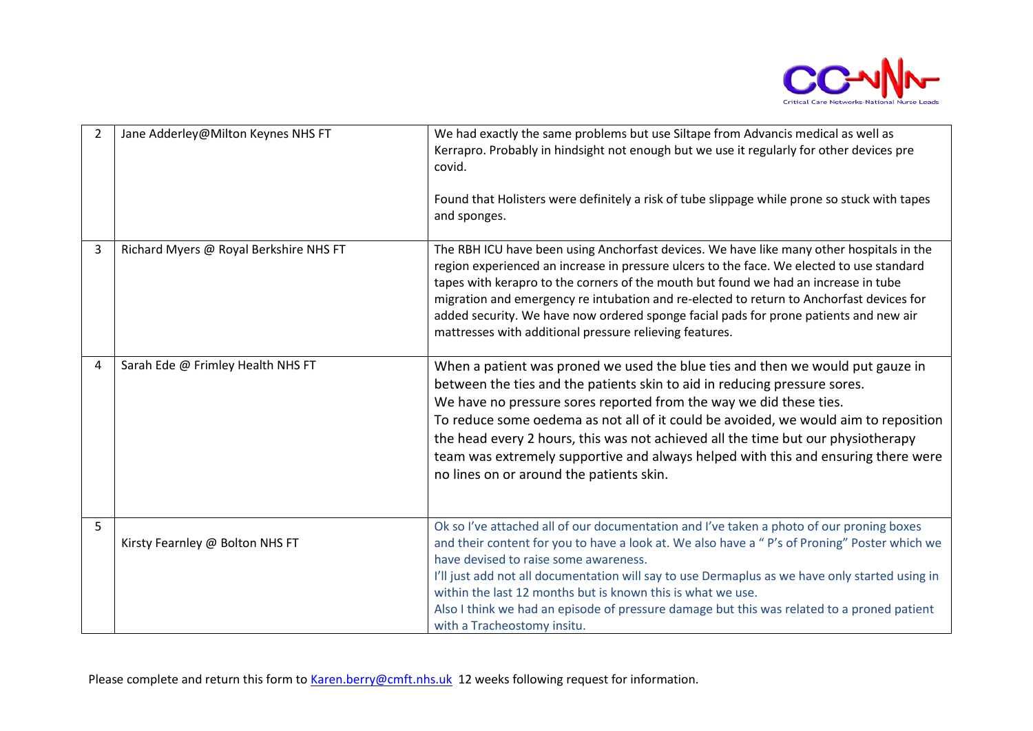| | | |
|---|---|---|
| 2 | Jane Adderley@Milton Keynes NHS FT | We had exactly the same problems but use Siltape from Advancis medical as well as Kerrapro. Probably in hindsight not enough but we use it regularly for other devices pre covid.<br><br>Found that Holisters were definitely a risk of tube slippage while prone so stuck with tapes and sponges. |
| 3 | Richard Myers @ Royal Berkshire NHS FT | The RBH ICU have been using Anchorfast devices. We have like many other hospitals in the region experienced an increase in pressure ulcers to the face. We elected to use standard tapes with kerapro to the corners of the mouth but found we had an increase in tube migration and emergency re intubation and re-elected to return to Anchorfast devices for added security. We have now ordered sponge facial pads for prone patients and new air mattresses with additional pressure relieving features. |
| 4 | Sarah Ede @ Frimley Health NHS FT | When a patient was proned we used the blue ties and then we would put gauze in between the ties and the patients skin to aid in reducing pressure sores.<br>We have no pressure sores reported from the way we did these ties.<br>To reduce some oedema as not all of it could be avoided, we would aim to reposition the head every 2 hours, this was not achieved all the time but our physiotherapy team was extremely supportive and always helped with this and ensuring there were no lines on or around the patients skin. |
| 5 | Kirsty Fearnley @ Bolton NHS FT | Ok so I've attached all of our documentation and I've taken a photo of our proning boxes and their content for you to have a look at. We also have a " P's of Proning" Poster which we have devised to raise some awareness.<br>I'll just add not all documentation will say to use Dermaplus as we have only started using in within the last 12 months but is known this is what we use.<br>Also I think we had an episode of pressure damage but this was related to a proned patient with a Tracheostomy insitu. |

Please complete and return this form to Karen.berry@cmft.nhs.uk 12 weeks following request for information.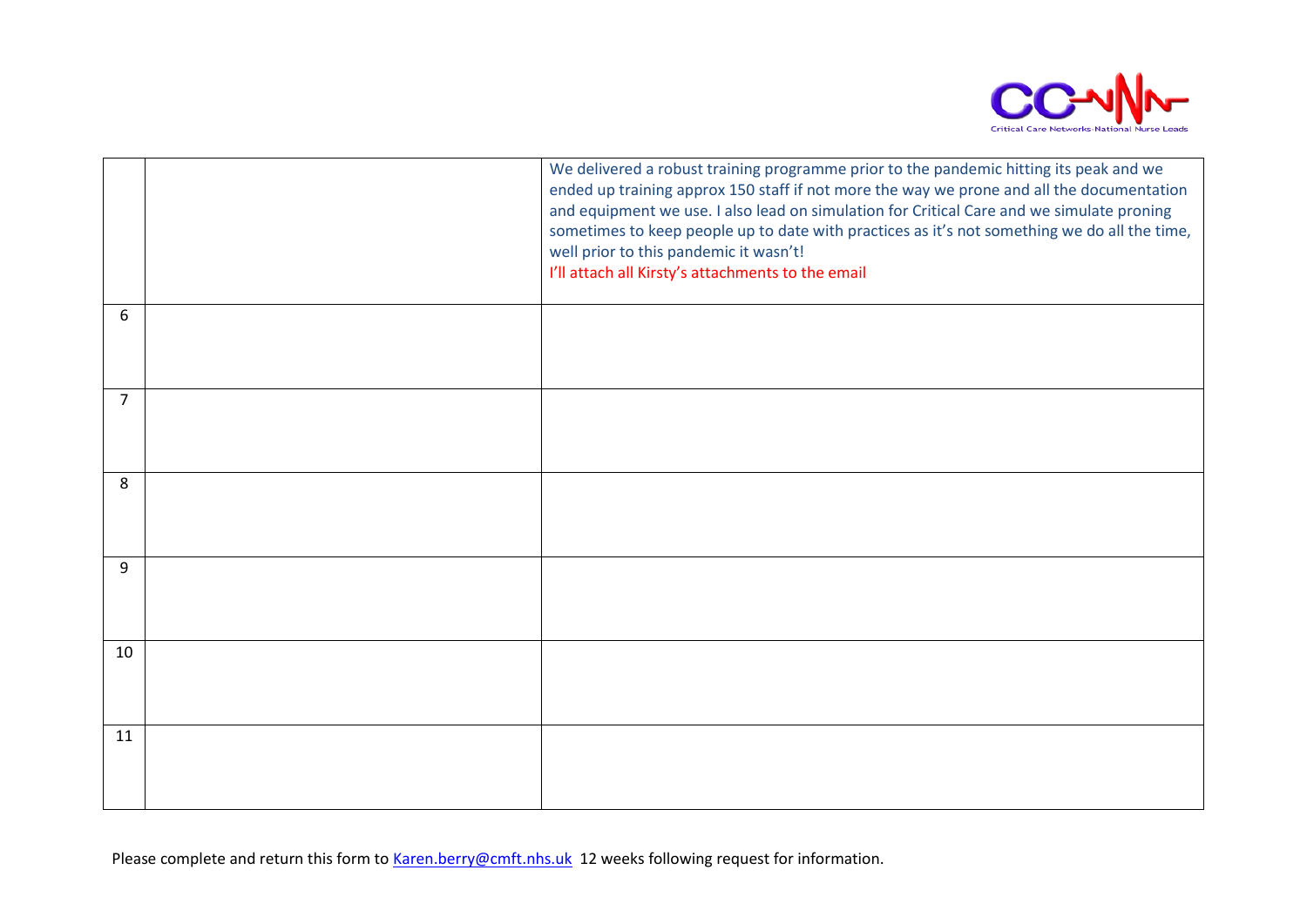| | | |
|---|---|---|
| | | We delivered a robust training programme prior to the pandemic hitting its peak and we ended up training approx 150 staff if not more the way we prone and all the documentation and equipment we use. I also lead on simulation for Critical Care and we simulate proning sometimes to keep people up to date with practices as it's not something we do all the time, well prior to this pandemic it wasn't!<br>I'll attach all Kirsty's attachments to the email |
| 6 | | |
| 7 | | |
| 8 | | |
| 9 | | |
| 10 | | |
| 11 | | |

Please complete and return this form to Karen.berry@cmft.nhs.uk 12 weeks following request for information.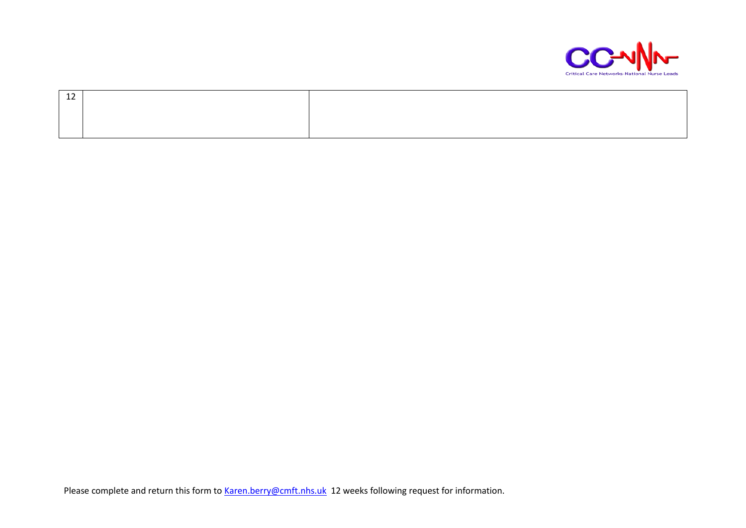| | | |
|---|---|---|
| 12 | | |

Please complete and return this form to Karen.berry@cmft.nhs.uk 12 weeks following request for information.